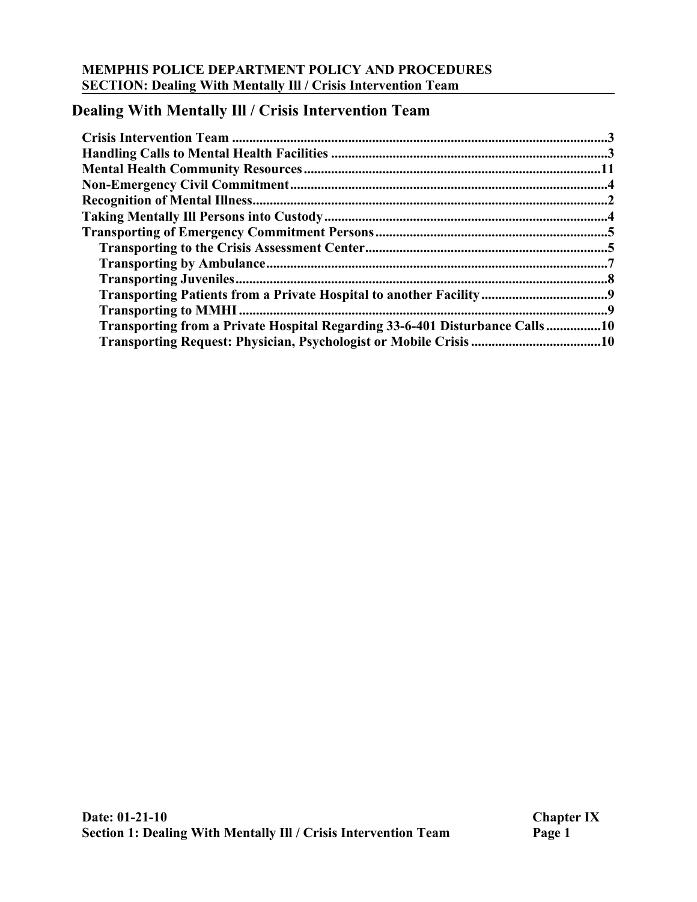# Dealing With Mentally Ill / Crisis Intervention Team

**Crisis Intervention Team** .......... 3
**Handling Calls to Mental Health Facilities** .......... 3
**Mental Health Community Resources** .......... 11
**Non-Emergency Civil Commitment** .......... 4
**Recognition of Mental Illness** .......... 2
**Taking Mentally Ill Persons into Custody** .......... 4
**Transporting of Emergency Commitment Persons** .......... 5
- **Transporting to the Crisis Assessment Center** .......... 5
- **Transporting by Ambulance** .......... 7
- **Transporting Juveniles** .......... 8
- **Transporting Patients from a Private Hospital to another Facility** .......... 9
- **Transporting to MMHI** .......... 9
- **Transporting from a Private Hospital Regarding 33-6-401 Disturbance Calls** .......... 10
- **Transporting Request: Physician, Psychologist or Mobile Crisis** .......... 10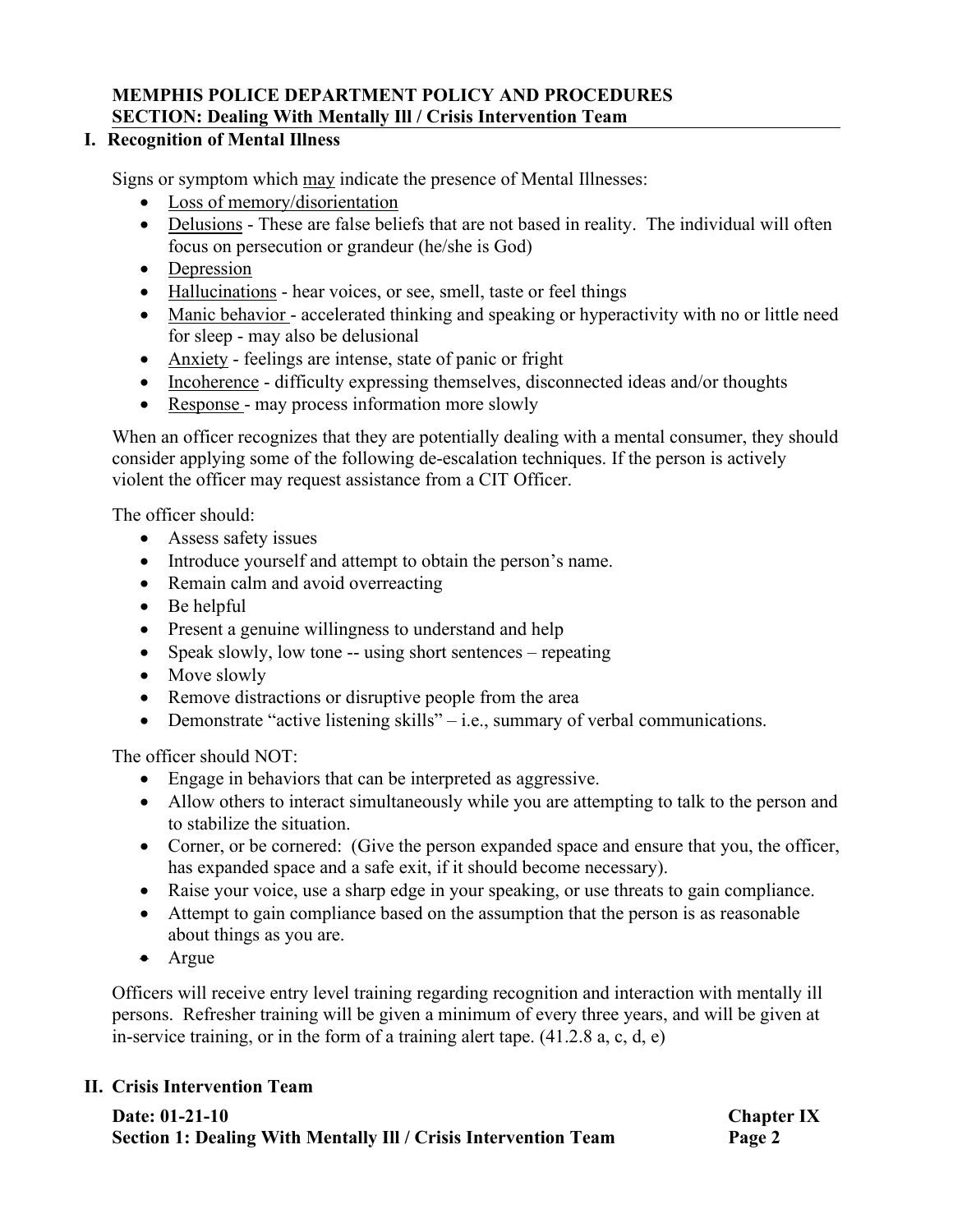**MEMPHIS POLICE DEPARTMENT POLICY AND PROCEDURES**
**SECTION: Dealing With Mentally Ill / Crisis Intervention Team**

## I. Recognition of Mental Illness

Signs or symptom which may indicate the presence of Mental Illnesses:

- Loss of memory/disorientation
- Delusions - These are false beliefs that are not based in reality. The individual will often focus on persecution or grandeur (he/she is God)
- Depression
- Hallucinations - hear voices, or see, smell, taste or feel things
- Manic behavior - accelerated thinking and speaking or hyperactivity with no or little need for sleep - may also be delusional
- Anxiety - feelings are intense, state of panic or fright
- Incoherence - difficulty expressing themselves, disconnected ideas and/or thoughts
- Response - may process information more slowly

When an officer recognizes that they are potentially dealing with a mental consumer, they should consider applying some of the following de-escalation techniques. If the person is actively violent the officer may request assistance from a CIT Officer.

The officer should:

- Assess safety issues
- Introduce yourself and attempt to obtain the person's name.
- Remain calm and avoid overreacting
- Be helpful
- Present a genuine willingness to understand and help
- Speak slowly, low tone -- using short sentences – repeating
- Move slowly
- Remove distractions or disruptive people from the area
- Demonstrate "active listening skills" – i.e., summary of verbal communications.

The officer should NOT:

- Engage in behaviors that can be interpreted as aggressive.
- Allow others to interact simultaneously while you are attempting to talk to the person and to stabilize the situation.
- Corner, or be cornered: (Give the person expanded space and ensure that you, the officer, has expanded space and a safe exit, if it should become necessary).
- Raise your voice, use a sharp edge in your speaking, or use threats to gain compliance.
- Attempt to gain compliance based on the assumption that the person is as reasonable about things as you are.
- Argue

Officers will receive entry level training regarding recognition and interaction with mentally ill persons. Refresher training will be given a minimum of every three years, and will be given at in-service training, or in the form of a training alert tape. (41.2.8 a, c, d, e)

## II. Crisis Intervention Team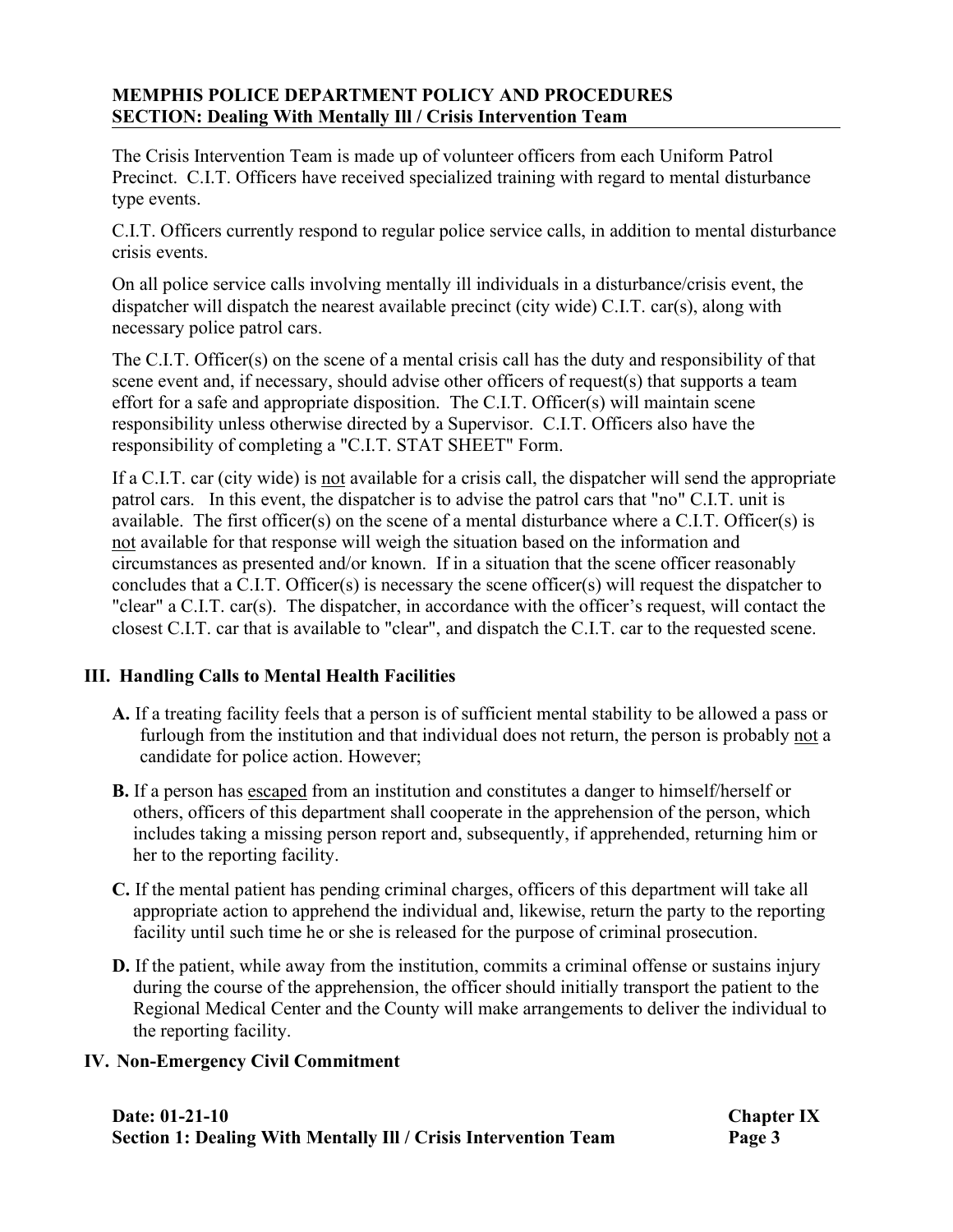The Crisis Intervention Team is made up of volunteer officers from each Uniform Patrol Precinct. C.I.T. Officers have received specialized training with regard to mental disturbance type events.

C.I.T. Officers currently respond to regular police service calls, in addition to mental disturbance crisis events.

On all police service calls involving mentally ill individuals in a disturbance/crisis event, the dispatcher will dispatch the nearest available precinct (city wide) C.I.T. car(s), along with necessary police patrol cars.

The C.I.T. Officer(s) on the scene of a mental crisis call has the duty and responsibility of that scene event and, if necessary, should advise other officers of request(s) that supports a team effort for a safe and appropriate disposition. The C.I.T. Officer(s) will maintain scene responsibility unless otherwise directed by a Supervisor. C.I.T. Officers also have the responsibility of completing a "C.I.T. STAT SHEET" Form.

If a C.I.T. car (city wide) is not available for a crisis call, the dispatcher will send the appropriate patrol cars. In this event, the dispatcher is to advise the patrol cars that "no" C.I.T. unit is available. The first officer(s) on the scene of a mental disturbance where a C.I.T. Officer(s) is not available for that response will weigh the situation based on the information and circumstances as presented and/or known. If in a situation that the scene officer reasonably concludes that a C.I.T. Officer(s) is necessary the scene officer(s) will request the dispatcher to "clear" a C.I.T. car(s). The dispatcher, in accordance with the officer's request, will contact the closest C.I.T. car that is available to "clear", and dispatch the C.I.T. car to the requested scene.

## III. Handling Calls to Mental Health Facilities

**A.** If a treating facility feels that a person is of sufficient mental stability to be allowed a pass or furlough from the institution and that individual does not return, the person is probably not a candidate for police action. However;

**B.** If a person has escaped from an institution and constitutes a danger to himself/herself or others, officers of this department shall cooperate in the apprehension of the person, which includes taking a missing person report and, subsequently, if apprehended, returning him or her to the reporting facility.

**C.** If the mental patient has pending criminal charges, officers of this department will take all appropriate action to apprehend the individual and, likewise, return the party to the reporting facility until such time he or she is released for the purpose of criminal prosecution.

**D.** If the patient, while away from the institution, commits a criminal offense or sustains injury during the course of the apprehension, the officer should initially transport the patient to the Regional Medical Center and the County will make arrangements to deliver the individual to the reporting facility.

## IV. Non-Emergency Civil Commitment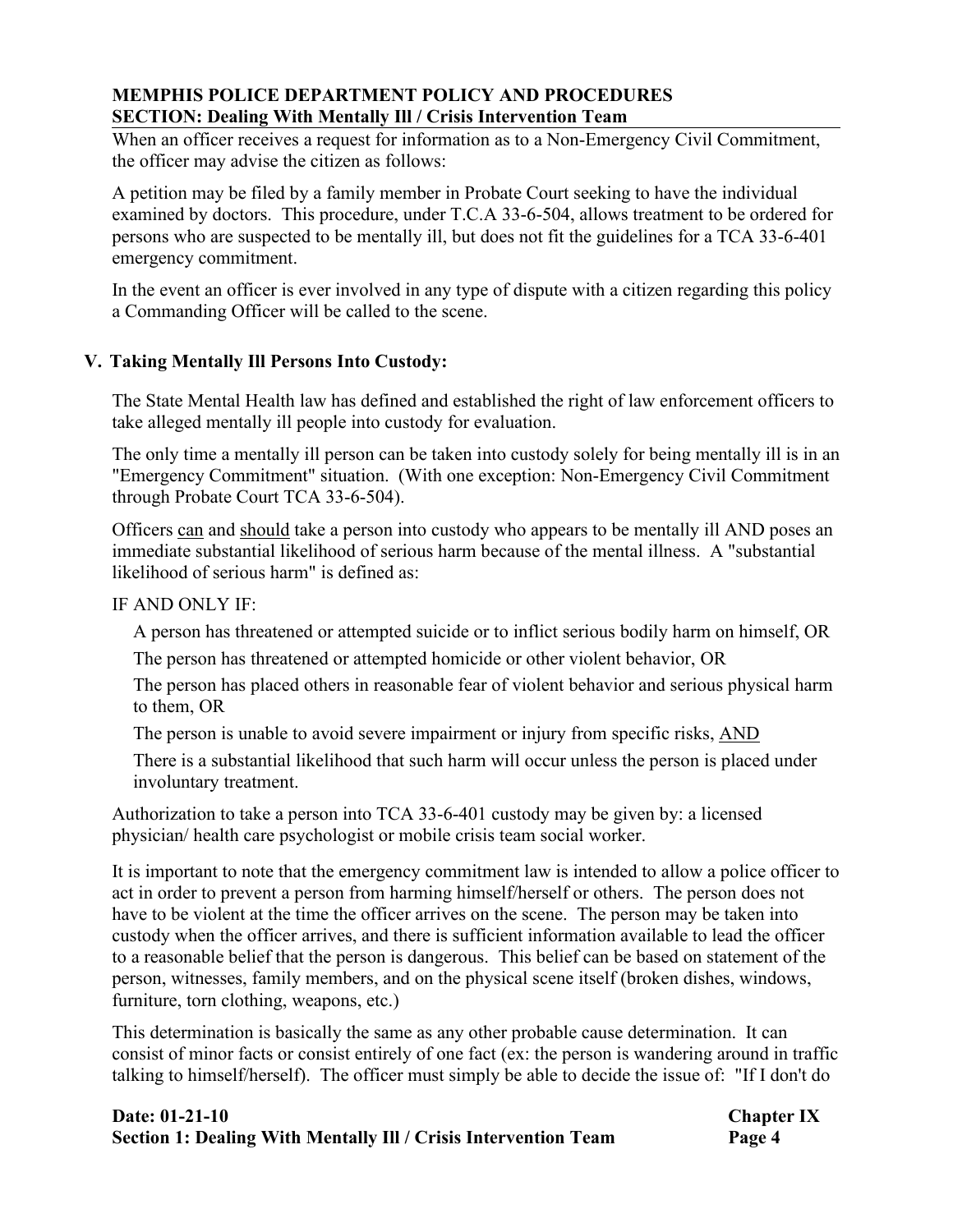When an officer receives a request for information as to a Non-Emergency Civil Commitment, the officer may advise the citizen as follows:

A petition may be filed by a family member in Probate Court seeking to have the individual examined by doctors. This procedure, under T.C.A 33-6-504, allows treatment to be ordered for persons who are suspected to be mentally ill, but does not fit the guidelines for a TCA 33-6-401 emergency commitment.

In the event an officer is ever involved in any type of dispute with a citizen regarding this policy a Commanding Officer will be called to the scene.

## V. Taking Mentally Ill Persons Into Custody:

The State Mental Health law has defined and established the right of law enforcement officers to take alleged mentally ill people into custody for evaluation.

The only time a mentally ill person can be taken into custody solely for being mentally ill is in an "Emergency Commitment" situation. (With one exception: Non-Emergency Civil Commitment through Probate Court TCA 33-6-504).

Officers <u>can</u> and <u>should</u> take a person into custody who appears to be mentally ill AND poses an immediate substantial likelihood of serious harm because of the mental illness. A "substantial likelihood of serious harm" is defined as:

IF AND ONLY IF:

- A person has threatened or attempted suicide or to inflict serious bodily harm on himself, OR
- The person has threatened or attempted homicide or other violent behavior, OR
- The person has placed others in reasonable fear of violent behavior and serious physical harm to them, OR
- The person is unable to avoid severe impairment or injury from specific risks, <u>AND</u>
- There is a substantial likelihood that such harm will occur unless the person is placed under involuntary treatment.

Authorization to take a person into TCA 33-6-401 custody may be given by: a licensed physician/ health care psychologist or mobile crisis team social worker.

It is important to note that the emergency commitment law is intended to allow a police officer to act in order to prevent a person from harming himself/herself or others. The person does not have to be violent at the time the officer arrives on the scene. The person may be taken into custody when the officer arrives, and there is sufficient information available to lead the officer to a reasonable belief that the person is dangerous. This belief can be based on statement of the person, witnesses, family members, and on the physical scene itself (broken dishes, windows, furniture, torn clothing, weapons, etc.)

This determination is basically the same as any other probable cause determination. It can consist of minor facts or consist entirely of one fact (ex: the person is wandering around in traffic talking to himself/herself). The officer must simply be able to decide the issue of: "If I don't do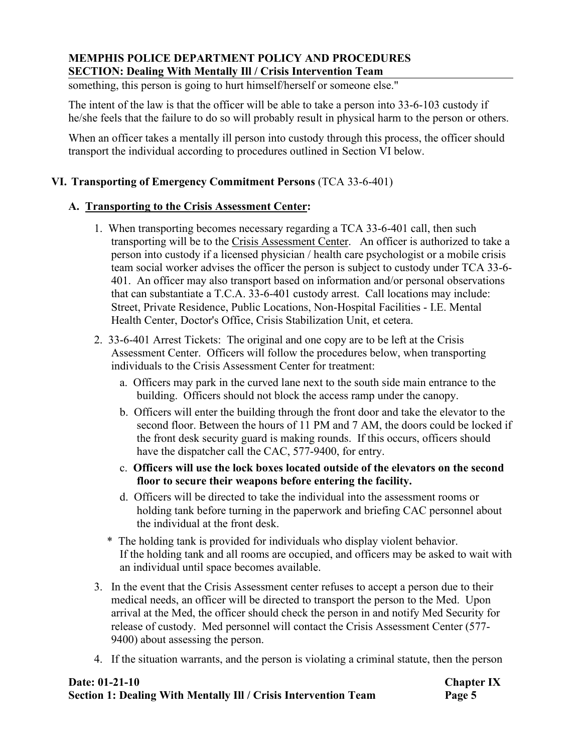something, this person is going to hurt himself/herself or someone else."

The intent of the law is that the officer will be able to take a person into 33-6-103 custody if he/she feels that the failure to do so will probably result in physical harm to the person or others.

When an officer takes a mentally ill person into custody through this process, the officer should transport the individual according to procedures outlined in Section VI below.

## VI. Transporting of Emergency Commitment Persons (TCA 33-6-401)

### A. Transporting to the Crisis Assessment Center:

1. When transporting becomes necessary regarding a TCA 33-6-401 call, then such transporting will be to the Crisis Assessment Center. An officer is authorized to take a person into custody if a licensed physician / health care psychologist or a mobile crisis team social worker advises the officer the person is subject to custody under TCA 33-6-401. An officer may also transport based on information and/or personal observations that can substantiate a T.C.A. 33-6-401 custody arrest. Call locations may include: Street, Private Residence, Public Locations, Non-Hospital Facilities - I.E. Mental Health Center, Doctor's Office, Crisis Stabilization Unit, et cetera.

2. 33-6-401 Arrest Tickets: The original and one copy are to be left at the Crisis Assessment Center. Officers will follow the procedures below, when transporting individuals to the Crisis Assessment Center for treatment:

   a. Officers may park in the curved lane next to the south side main entrance to the building. Officers should not block the access ramp under the canopy.

   b. Officers will enter the building through the front door and take the elevator to the second floor. Between the hours of 11 PM and 7 AM, the doors could be locked if the front desk security guard is making rounds. If this occurs, officers should have the dispatcher call the CAC, 577-9400, for entry.

   c. **Officers will use the lock boxes located outside of the elevators on the second floor to secure their weapons before entering the facility.**

   d. Officers will be directed to take the individual into the assessment rooms or holding tank before turning in the paperwork and briefing CAC personnel about the individual at the front desk.

   \* The holding tank is provided for individuals who display violent behavior. If the holding tank and all rooms are occupied, and officers may be asked to wait with an individual until space becomes available.

3. In the event that the Crisis Assessment center refuses to accept a person due to their medical needs, an officer will be directed to transport the person to the Med. Upon arrival at the Med, the officer should check the person in and notify Med Security for release of custody. Med personnel will contact the Crisis Assessment Center (577-9400) about assessing the person.

4. If the situation warrants, and the person is violating a criminal statute, then the person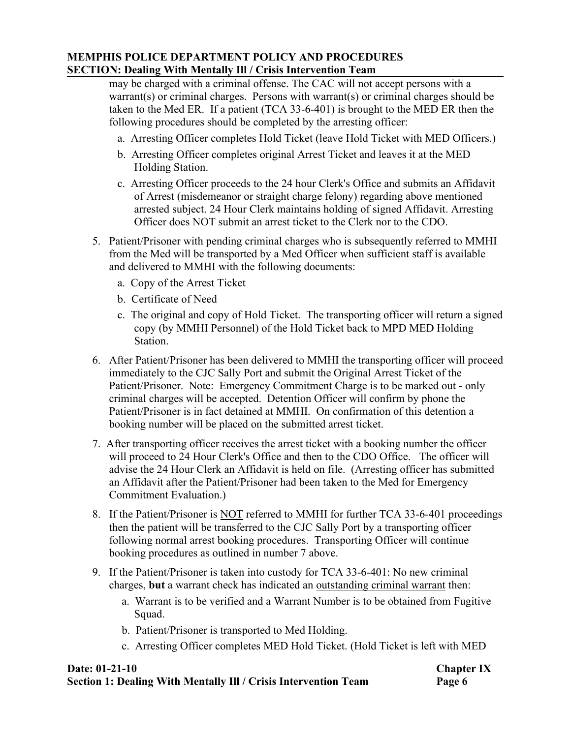may be charged with a criminal offense. The CAC will not accept persons with a warrant(s) or criminal charges. Persons with warrant(s) or criminal charges should be taken to the Med ER. If a patient (TCA 33-6-401) is brought to the MED ER then the following procedures should be completed by the arresting officer:

a. Arresting Officer completes Hold Ticket (leave Hold Ticket with MED Officers.)

b. Arresting Officer completes original Arrest Ticket and leaves it at the MED Holding Station.

c. Arresting Officer proceeds to the 24 hour Clerk's Office and submits an Affidavit of Arrest (misdemeanor or straight charge felony) regarding above mentioned arrested subject. 24 Hour Clerk maintains holding of signed Affidavit. Arresting Officer does NOT submit an arrest ticket to the Clerk nor to the CDO.

5. Patient/Prisoner with pending criminal charges who is subsequently referred to MMHI from the Med will be transported by a Med Officer when sufficient staff is available and delivered to MMHI with the following documents:

   a. Copy of the Arrest Ticket

   b. Certificate of Need

   c. The original and copy of Hold Ticket. The transporting officer will return a signed copy (by MMHI Personnel) of the Hold Ticket back to MPD MED Holding Station.

6. After Patient/Prisoner has been delivered to MMHI the transporting officer will proceed immediately to the CJC Sally Port and submit the Original Arrest Ticket of the Patient/Prisoner. Note: Emergency Commitment Charge is to be marked out - only criminal charges will be accepted. Detention Officer will confirm by phone the Patient/Prisoner is in fact detained at MMHI. On confirmation of this detention a booking number will be placed on the submitted arrest ticket.

7. After transporting officer receives the arrest ticket with a booking number the officer will proceed to 24 Hour Clerk's Office and then to the CDO Office. The officer will advise the 24 Hour Clerk an Affidavit is held on file. (Arresting officer has submitted an Affidavit after the Patient/Prisoner had been taken to the Med for Emergency Commitment Evaluation.)

8. If the Patient/Prisoner is <u>NOT</u> referred to MMHI for further TCA 33-6-401 proceedings then the patient will be transferred to the CJC Sally Port by a transporting officer following normal arrest booking procedures. Transporting Officer will continue booking procedures as outlined in number 7 above.

9. If the Patient/Prisoner is taken into custody for TCA 33-6-401: No new criminal charges, **but** a warrant check has indicated an <u>outstanding criminal warrant</u> then:

   a. Warrant is to be verified and a Warrant Number is to be obtained from Fugitive Squad.

   b. Patient/Prisoner is transported to Med Holding.

   c. Arresting Officer completes MED Hold Ticket. (Hold Ticket is left with MED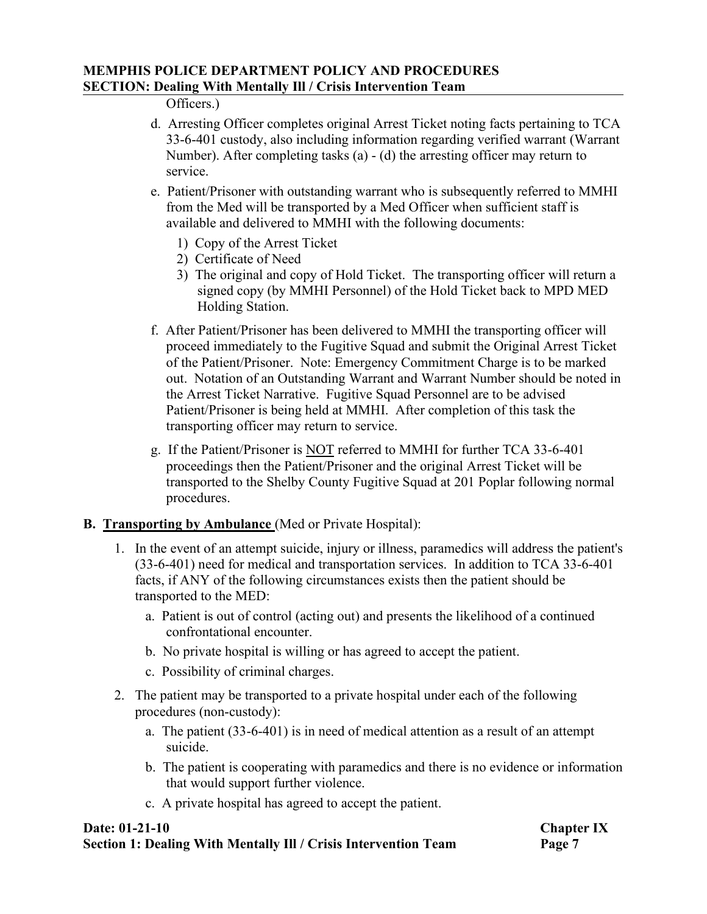Officers.)

   d. Arresting Officer completes original Arrest Ticket noting facts pertaining to TCA 33-6-401 custody, also including information regarding verified warrant (Warrant Number). After completing tasks (a) - (d) the arresting officer may return to service.

   e. Patient/Prisoner with outstanding warrant who is subsequently referred to MMHI from the Med will be transported by a Med Officer when sufficient staff is available and delivered to MMHI with the following documents:

      1) Copy of the Arrest Ticket
      2) Certificate of Need
      3) The original and copy of Hold Ticket. The transporting officer will return a signed copy (by MMHI Personnel) of the Hold Ticket back to MPD MED Holding Station.

   f. After Patient/Prisoner has been delivered to MMHI the transporting officer will proceed immediately to the Fugitive Squad and submit the Original Arrest Ticket of the Patient/Prisoner. Note: Emergency Commitment Charge is to be marked out. Notation of an Outstanding Warrant and Warrant Number should be noted in the Arrest Ticket Narrative. Fugitive Squad Personnel are to be advised Patient/Prisoner is being held at MMHI. After completion of this task the transporting officer may return to service.

   g. If the Patient/Prisoner is <u>NOT</u> referred to MMHI for further TCA 33-6-401 proceedings then the Patient/Prisoner and the original Arrest Ticket will be transported to the Shelby County Fugitive Squad at 201 Poplar following normal procedures.

**B. <u>Transporting by Ambulance</u>** (Med or Private Hospital):

1. In the event of an attempt suicide, injury or illness, paramedics will address the patient's (33-6-401) need for medical and transportation services. In addition to TCA 33-6-401 facts, if ANY of the following circumstances exists then the patient should be transported to the MED:

   a. Patient is out of control (acting out) and presents the likelihood of a continued confrontational encounter.
   b. No private hospital is willing or has agreed to accept the patient.
   c. Possibility of criminal charges.

2. The patient may be transported to a private hospital under each of the following procedures (non-custody):

   a. The patient (33-6-401) is in need of medical attention as a result of an attempt suicide.
   b. The patient is cooperating with paramedics and there is no evidence or information that would support further violence.
   c. A private hospital has agreed to accept the patient.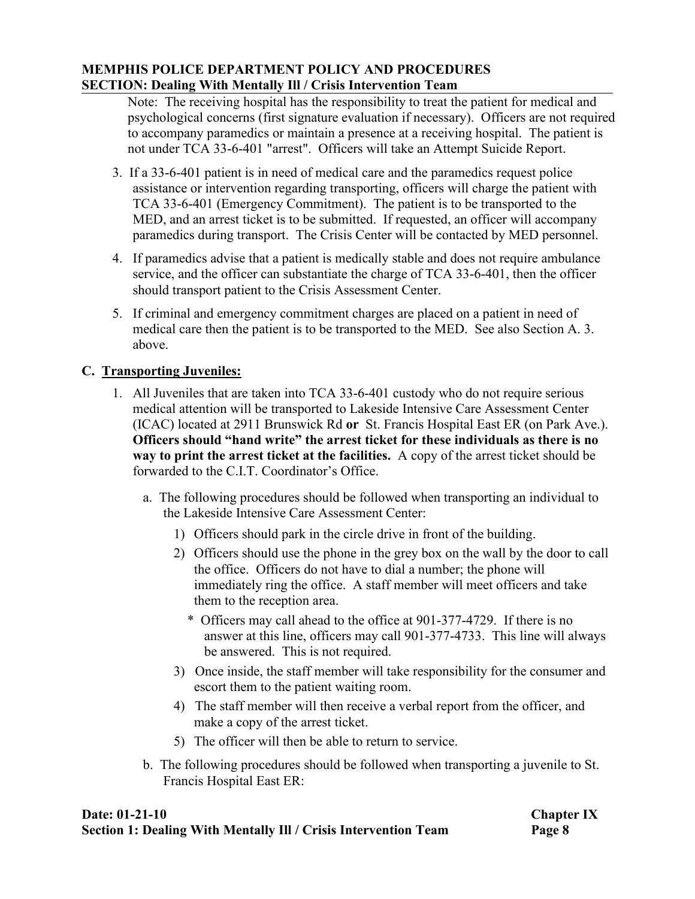Note: The receiving hospital has the responsibility to treat the patient for medical and psychological concerns (first signature evaluation if necessary). Officers are not required to accompany paramedics or maintain a presence at a receiving hospital. The patient is not under TCA 33-6-401 "arrest". Officers will take an Attempt Suicide Report.

3. If a 33-6-401 patient is in need of medical care and the paramedics request police assistance or intervention regarding transporting, officers will charge the patient with TCA 33-6-401 (Emergency Commitment). The patient is to be transported to the MED, and an arrest ticket is to be submitted. If requested, an officer will accompany paramedics during transport. The Crisis Center will be contacted by MED personnel.

4. If paramedics advise that a patient is medically stable and does not require ambulance service, and the officer can substantiate the charge of TCA 33-6-401, then the officer should transport patient to the Crisis Assessment Center.

5. If criminal and emergency commitment charges are placed on a patient in need of medical care then the patient is to be transported to the MED. See also Section A. 3. above.

## C. Transporting Juveniles:

1. All Juveniles that are taken into TCA 33-6-401 custody who do not require serious medical attention will be transported to Lakeside Intensive Care Assessment Center (ICAC) located at 2911 Brunswick Rd **or** St. Francis Hospital East ER (on Park Ave.). **Officers should "hand write" the arrest ticket for these individuals as there is no way to print the arrest ticket at the facilities.** A copy of the arrest ticket should be forwarded to the C.I.T. Coordinator's Office.

   a. The following procedures should be followed when transporting an individual to the Lakeside Intensive Care Assessment Center:

      1) Officers should park in the circle drive in front of the building.
      2) Officers should use the phone in the grey box on the wall by the door to call the office. Officers do not have to dial a number; the phone will immediately ring the office. A staff member will meet officers and take them to the reception area.

         * Officers may call ahead to the office at 901-377-4729. If there is no answer at this line, officers may call 901-377-4733. This line will always be answered. This is not required.

      3) Once inside, the staff member will take responsibility for the consumer and escort them to the patient waiting room.
      4) The staff member will then receive a verbal report from the officer, and make a copy of the arrest ticket.
      5) The officer will then be able to return to service.

   b. The following procedures should be followed when transporting a juvenile to St. Francis Hospital East ER: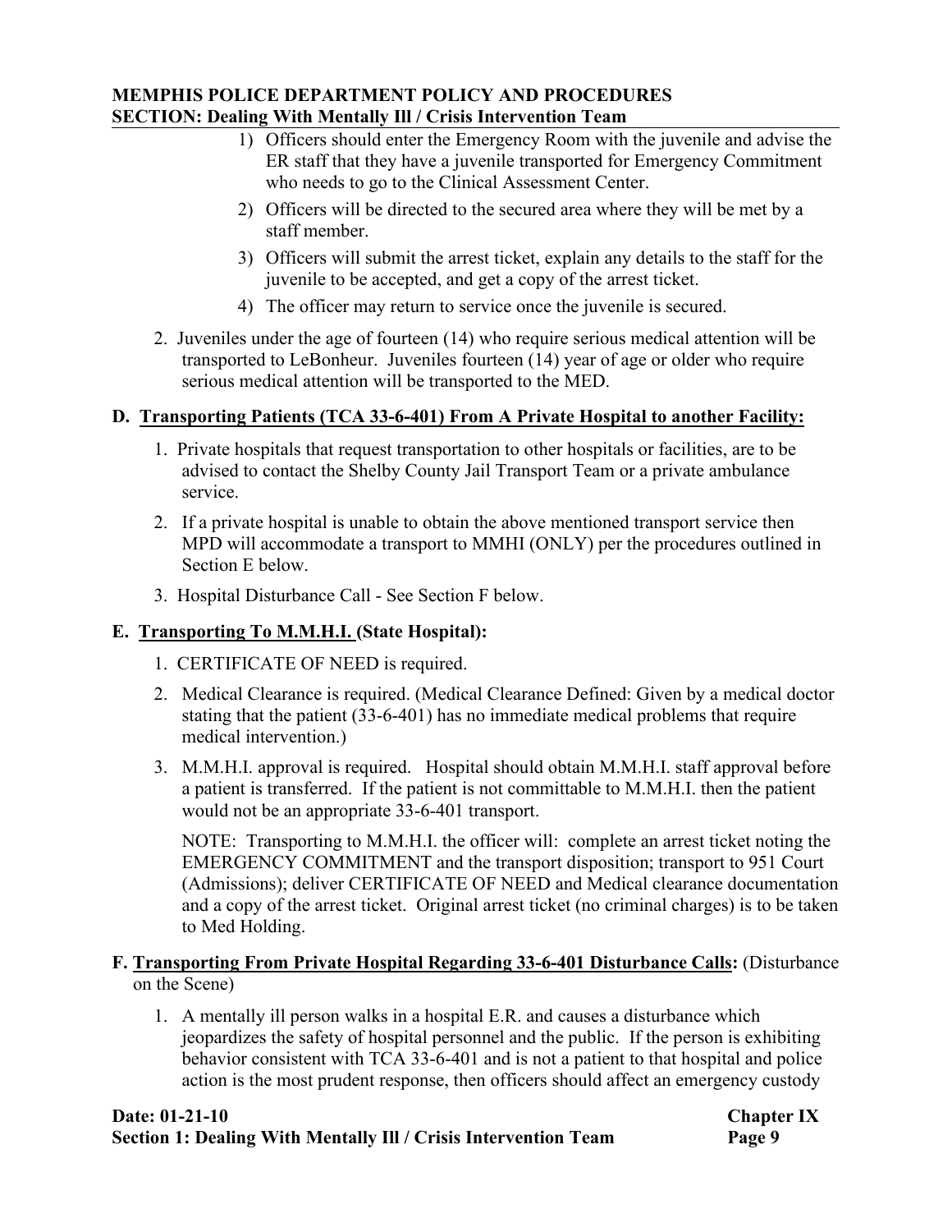1) Officers should enter the Emergency Room with the juvenile and advise the ER staff that they have a juvenile transported for Emergency Commitment who needs to go to the Clinical Assessment Center.
2) Officers will be directed to the secured area where they will be met by a staff member.
3) Officers will submit the arrest ticket, explain any details to the staff for the juvenile to be accepted, and get a copy of the arrest ticket.
4) The officer may return to service once the juvenile is secured.

2. Juveniles under the age of fourteen (14) who require serious medical attention will be transported to LeBonheur. Juveniles fourteen (14) year of age or older who require serious medical attention will be transported to the MED.

**D. <u>Transporting Patients (TCA 33-6-401) From A Private Hospital to another Facility:</u>**

1. Private hospitals that request transportation to other hospitals or facilities, are to be advised to contact the Shelby County Jail Transport Team or a private ambulance service.
2. If a private hospital is unable to obtain the above mentioned transport service then MPD will accommodate a transport to MMHI (ONLY) per the procedures outlined in Section E below.
3. Hospital Disturbance Call - See Section F below.

**E. <u>Transporting To M.M.H.I.</u> (State Hospital):**

1. CERTIFICATE OF NEED is required.
2. Medical Clearance is required. (Medical Clearance Defined: Given by a medical doctor stating that the patient (33-6-401) has no immediate medical problems that require medical intervention.)
3. M.M.H.I. approval is required. Hospital should obtain M.M.H.I. staff approval before a patient is transferred. If the patient is not committable to M.M.H.I. then the patient would not be an appropriate 33-6-401 transport.

   NOTE: Transporting to M.M.H.I. the officer will: complete an arrest ticket noting the EMERGENCY COMMITMENT and the transport disposition; transport to 951 Court (Admissions); deliver CERTIFICATE OF NEED and Medical clearance documentation and a copy of the arrest ticket. Original arrest ticket (no criminal charges) is to be taken to Med Holding.

**F. <u>Transporting From Private Hospital Regarding 33-6-401 Disturbance Calls</u>:** (Disturbance on the Scene)

1. A mentally ill person walks in a hospital E.R. and causes a disturbance which jeopardizes the safety of hospital personnel and the public. If the person is exhibiting behavior consistent with TCA 33-6-401 and is not a patient to that hospital and police action is the most prudent response, then officers should affect an emergency custody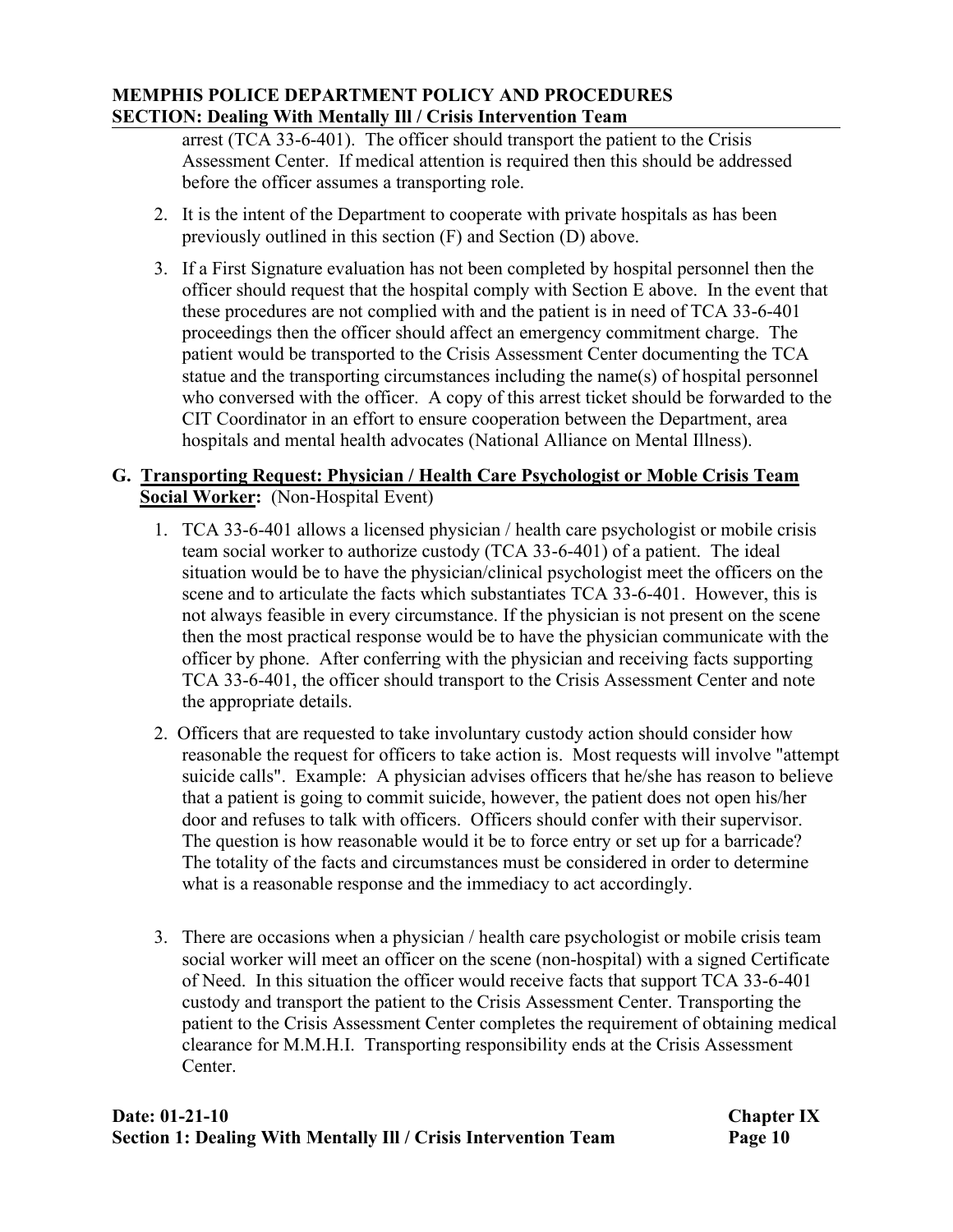arrest (TCA 33-6-401). The officer should transport the patient to the Crisis Assessment Center. If medical attention is required then this should be addressed before the officer assumes a transporting role.

2. It is the intent of the Department to cooperate with private hospitals as has been previously outlined in this section (F) and Section (D) above.

3. If a First Signature evaluation has not been completed by hospital personnel then the officer should request that the hospital comply with Section E above. In the event that these procedures are not complied with and the patient is in need of TCA 33-6-401 proceedings then the officer should affect an emergency commitment charge. The patient would be transported to the Crisis Assessment Center documenting the TCA statue and the transporting circumstances including the name(s) of hospital personnel who conversed with the officer. A copy of this arrest ticket should be forwarded to the CIT Coordinator in an effort to ensure cooperation between the Department, area hospitals and mental health advocates (National Alliance on Mental Illness).

## G. <u>Transporting Request: Physician / Health Care Psychologist or Moble Crisis Team Social Worker</u>: (Non-Hospital Event)

1. TCA 33-6-401 allows a licensed physician / health care psychologist or mobile crisis team social worker to authorize custody (TCA 33-6-401) of a patient. The ideal situation would be to have the physician/clinical psychologist meet the officers on the scene and to articulate the facts which substantiates TCA 33-6-401. However, this is not always feasible in every circumstance. If the physician is not present on the scene then the most practical response would be to have the physician communicate with the officer by phone. After conferring with the physician and receiving facts supporting TCA 33-6-401, the officer should transport to the Crisis Assessment Center and note the appropriate details.

2. Officers that are requested to take involuntary custody action should consider how reasonable the request for officers to take action is. Most requests will involve "attempt suicide calls". Example: A physician advises officers that he/she has reason to believe that a patient is going to commit suicide, however, the patient does not open his/her door and refuses to talk with officers. Officers should confer with their supervisor. The question is how reasonable would it be to force entry or set up for a barricade? The totality of the facts and circumstances must be considered in order to determine what is a reasonable response and the immediacy to act accordingly.

3. There are occasions when a physician / health care psychologist or mobile crisis team social worker will meet an officer on the scene (non-hospital) with a signed Certificate of Need. In this situation the officer would receive facts that support TCA 33-6-401 custody and transport the patient to the Crisis Assessment Center. Transporting the patient to the Crisis Assessment Center completes the requirement of obtaining medical clearance for M.M.H.I. Transporting responsibility ends at the Crisis Assessment Center.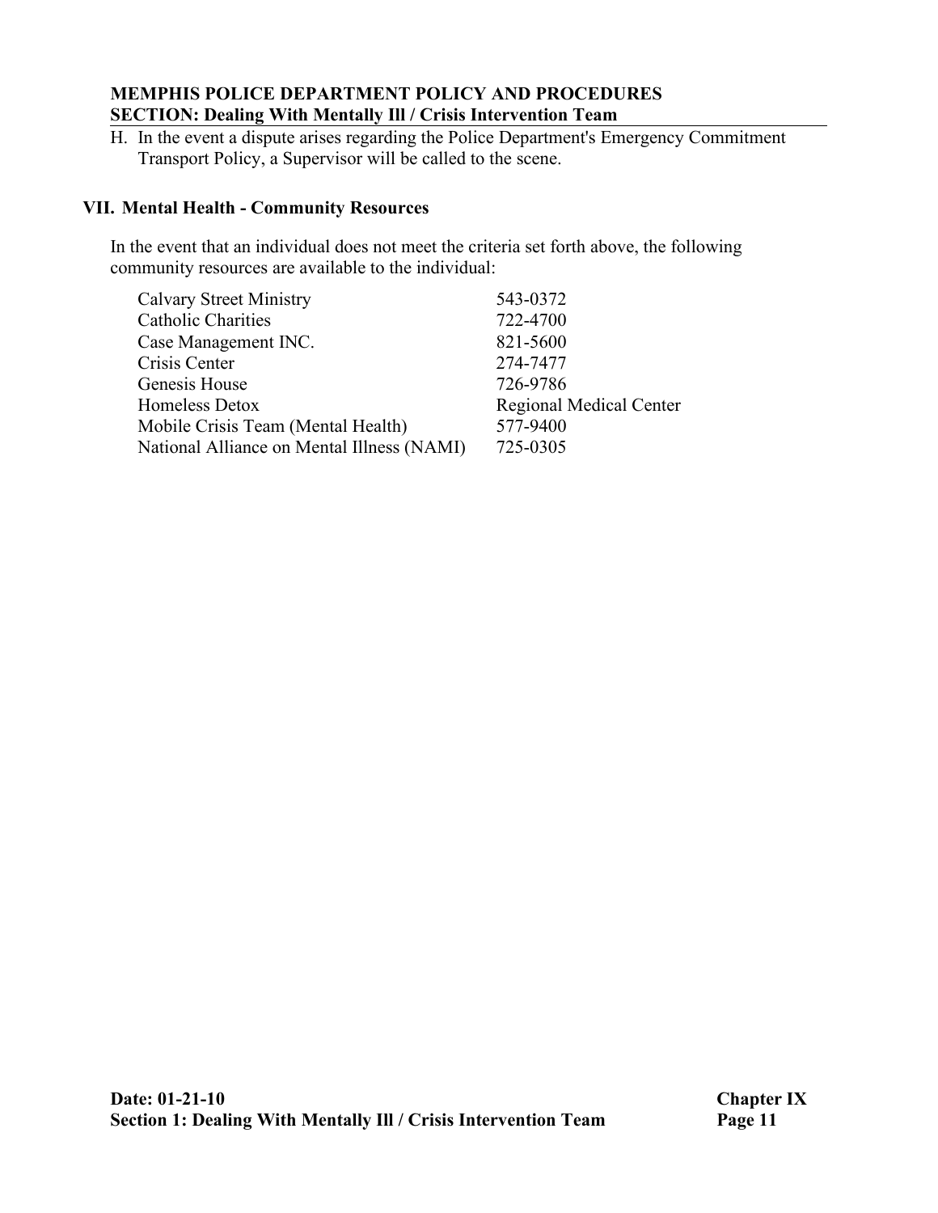H. In the event a dispute arises regarding the Police Department's Emergency Commitment Transport Policy, a Supervisor will be called to the scene.

## VII. Mental Health - Community Resources

In the event that an individual does not meet the criteria set forth above, the following community resources are available to the individual:

| | |
|---|---|
| Calvary Street Ministry | 543-0372 |
| Catholic Charities | 722-4700 |
| Case Management INC. | 821-5600 |
| Crisis Center | 274-7477 |
| Genesis House | 726-9786 |
| Homeless Detox | Regional Medical Center |
| Mobile Crisis Team (Mental Health) | 577-9400 |
| National Alliance on Mental Illness (NAMI) | 725-0305 |